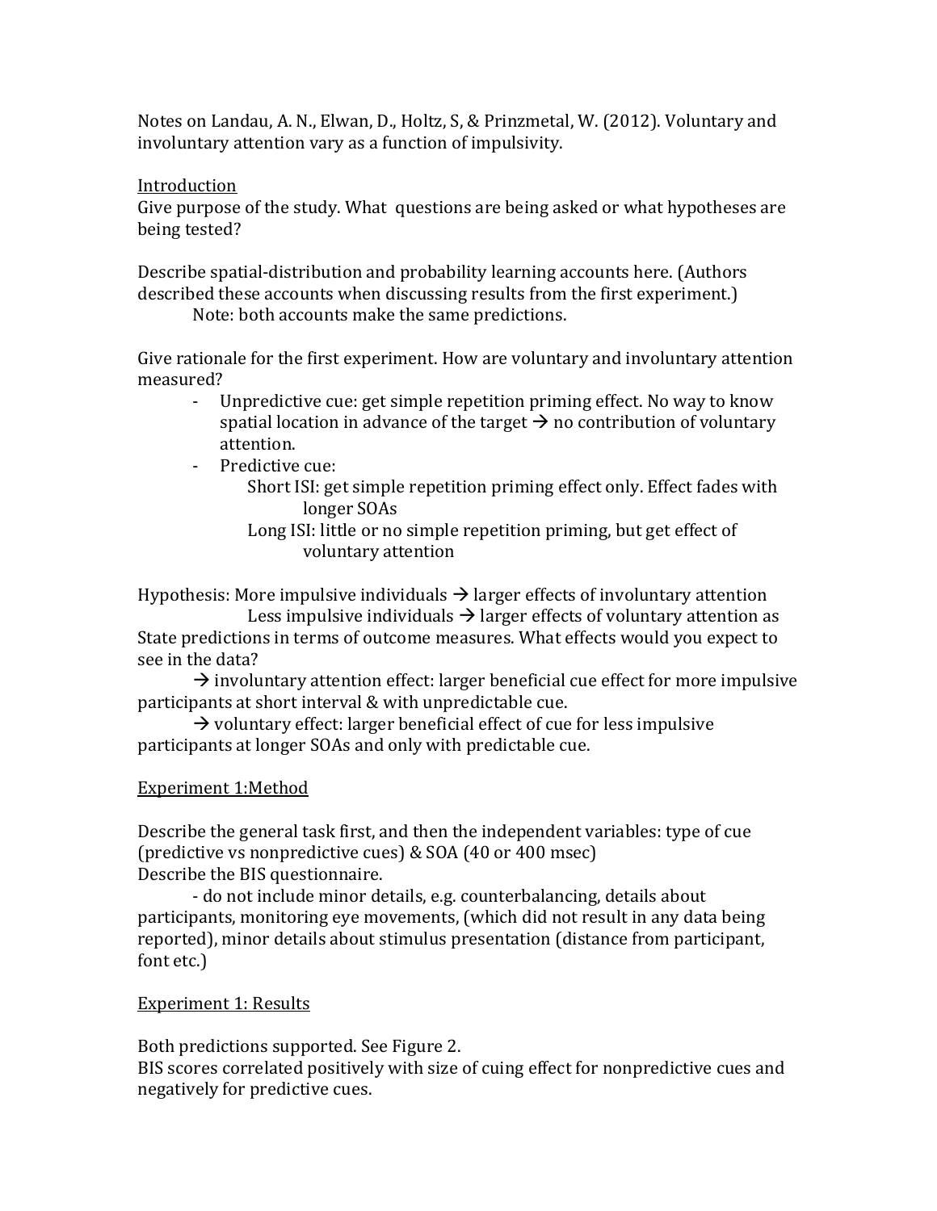Notes on Landau, A. N., Elwan, D., Holtz, S, & Prinzmetal, W. (2012). Voluntary and involuntary attention vary as a function of impulsivity.

<u>Introduction</u>

Give purpose of the study. What questions are being asked or what hypotheses are being tested?

Describe spatial-distribution and probability learning accounts here. (Authors described these accounts when discussing results from the first experiment.)

Note: both accounts make the same predictions.

Give rationale for the first experiment. How are voluntary and involuntary attention measured?

- Unpredictive cue: get simple repetition priming effect. No way to know spatial location in advance of the target → no contribution of voluntary attention.
- Predictive cue:
  - Short ISI: get simple repetition priming effect only. Effect fades with longer SOAs
  - Long ISI: little or no simple repetition priming, but get effect of voluntary attention

Hypothesis: More impulsive individuals → larger effects of involuntary attention

Less impulsive individuals → larger effects of voluntary attention as

State predictions in terms of outcome measures. What effects would you expect to see in the data?

→ involuntary attention effect: larger beneficial cue effect for more impulsive participants at short interval & with unpredictable cue.

→ voluntary effect: larger beneficial effect of cue for less impulsive participants at longer SOAs and only with predictable cue.

<u>Experiment 1:Method</u>

Describe the general task first, and then the independent variables: type of cue (predictive vs nonpredictive cues) & SOA (40 or 400 msec)

Describe the BIS questionnaire.

- do not include minor details, e.g. counterbalancing, details about participants, monitoring eye movements, (which did not result in any data being reported), minor details about stimulus presentation (distance from participant, font etc.)

<u>Experiment 1: Results</u>

Both predictions supported. See Figure 2.

BIS scores correlated positively with size of cuing effect for nonpredictive cues and negatively for predictive cues.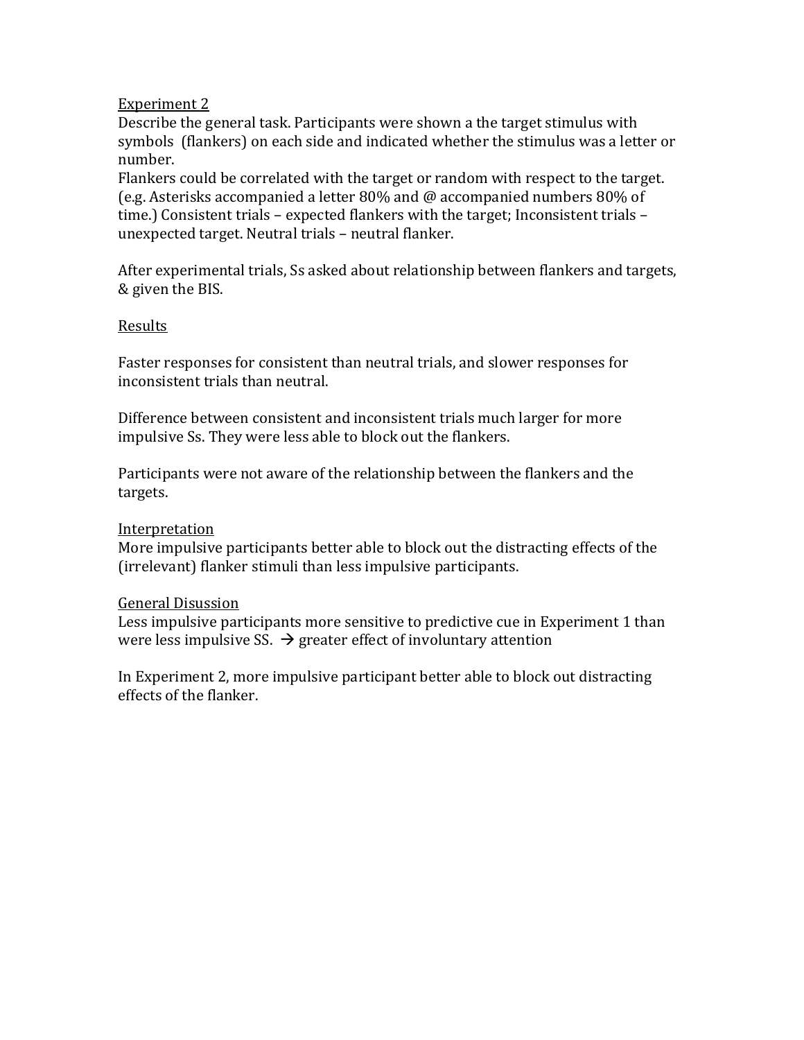<u>Experiment 2</u>

Describe the general task. Participants were shown a the target stimulus with symbols (flankers) on each side and indicated whether the stimulus was a letter or number.

Flankers could be correlated with the target or random with respect to the target. (e.g. Asterisks accompanied a letter 80% and @ accompanied numbers 80% of time.) Consistent trials – expected flankers with the target; Inconsistent trials – unexpected target. Neutral trials – neutral flanker.

After experimental trials, Ss asked about relationship between flankers and targets, & given the BIS.

<u>Results</u>

Faster responses for consistent than neutral trials, and slower responses for inconsistent trials than neutral.

Difference between consistent and inconsistent trials much larger for more impulsive Ss. They were less able to block out the flankers.

Participants were not aware of the relationship between the flankers and the targets.

<u>Interpretation</u>

More impulsive participants better able to block out the distracting effects of the (irrelevant) flanker stimuli than less impulsive participants.

<u>General Disussion</u>

Less impulsive participants more sensitive to predictive cue in Experiment 1 than were less impulsive SS. → greater effect of involuntary attention

In Experiment 2, more impulsive participant better able to block out distracting effects of the flanker.